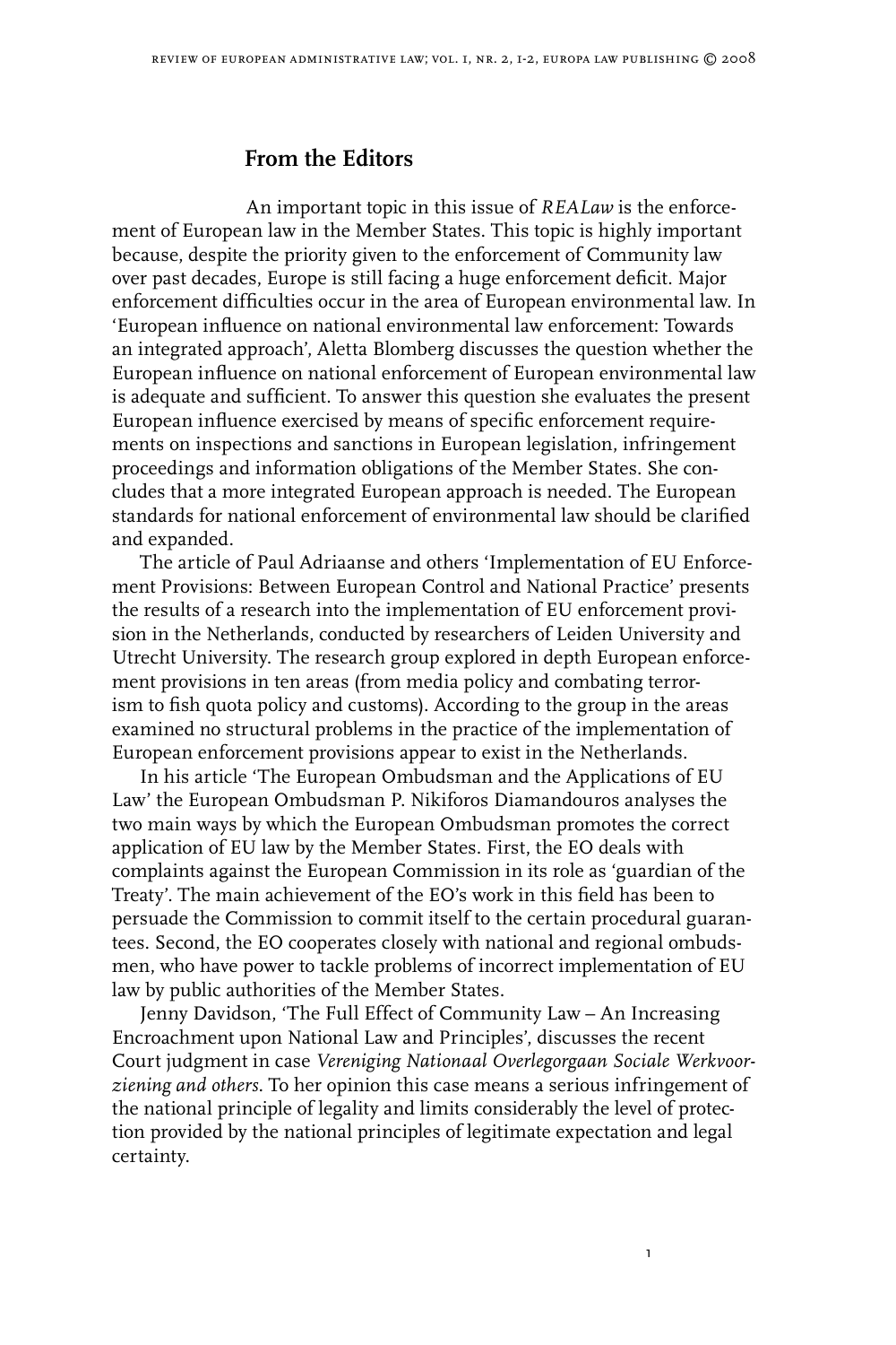## From the Editors

An important topic in this issue of *REALaw* is the enforcement of European law in the Member States. This topic is highly important because, despite the priority given to the enforcement of Community law over past decades, Europe is still facing a huge enforcement deficit. Major enforcement difficulties occur in the area of European environmental law. In 'European influence on national environmental law enforcement: Towards an integrated approach', Aletta Blomberg discusses the question whether the European influence on national enforcement of European environmental law is adequate and sufficient. To answer this question she evaluates the present European influence exercised by means of specific enforcement requirements on inspections and sanctions in European legislation, infringement proceedings and information obligations of the Member States. She concludes that a more integrated European approach is needed. The European standards for national enforcement of environmental law should be clarified and expanded.

The article of Paul Adriaanse and others 'Implementation of EU Enforcement Provisions: Between European Control and National Practice' presents the results of a research into the implementation of EU enforcement provision in the Netherlands, conducted by researchers of Leiden University and Utrecht University. The research group explored in depth European enforcement provisions in ten areas (from media policy and combating terrorism to fish quota policy and customs). According to the group in the areas examined no structural problems in the practice of the implementation of European enforcement provisions appear to exist in the Netherlands.

In his article 'The European Ombudsman and the Applications of EU Law' the European Ombudsman P. Nikiforos Diamandouros analyses the two main ways by which the European Ombudsman promotes the correct application of EU law by the Member States. First, the EO deals with complaints against the European Commission in its role as 'guardian of the Treaty'. The main achievement of the EO's work in this field has been to persuade the Commission to commit itself to the certain procedural guarantees. Second, the EO cooperates closely with national and regional ombudsmen, who have power to tackle problems of incorrect implementation of EU law by public authorities of the Member States.

Jenny Davidson, 'The Full Effect of Community Law – An Increasing Encroachment upon National Law and Principles', discusses the recent Court judgment in case *Vereniging Nationaal Overlegorgaan Sociale Werkvoorziening and others*. To her opinion this case means a serious infringement of the national principle of legality and limits considerably the level of protection provided by the national principles of legitimate expectation and legal certainty.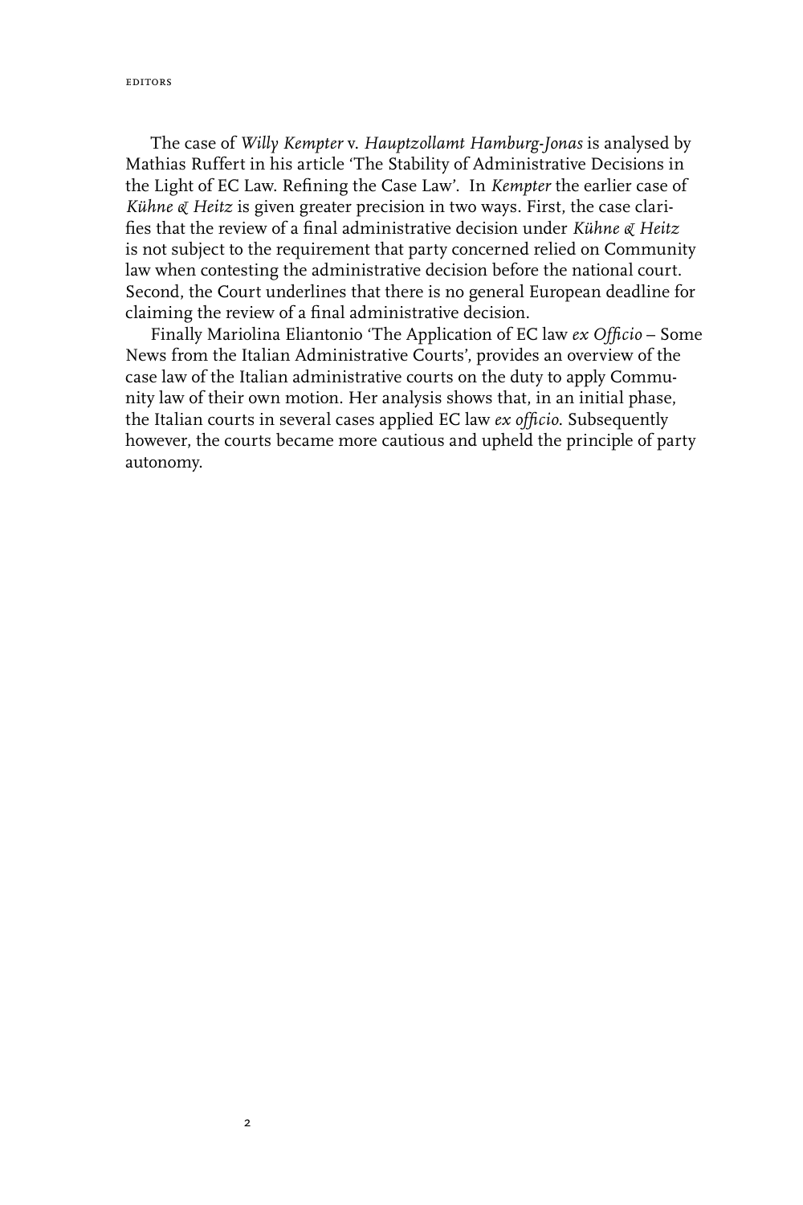The case of *Willy Kempter* v. *Hauptzollamt Hamburg-Jonas* is analysed by Mathias Ruffert in his article 'The Stability of Administrative Decisions in the Light of EC Law. Refining the Case Law'. In *Kempter* the earlier case of *Kühne & Heitz* is given greater precision in two ways. First, the case clarifies that the review of a final administrative decision under *Kühne & Heitz* is not subject to the requirement that party concerned relied on Community law when contesting the administrative decision before the national court. Second, the Court underlines that there is no general European deadline for claiming the review of a final administrative decision.

Finally Mariolina Eliantonio 'The Application of EC law *ex Officio* – Some News from the Italian Administrative Courts', provides an overview of the case law of the Italian administrative courts on the duty to apply Community law of their own motion. Her analysis shows that, in an initial phase, the Italian courts in several cases applied EC law *ex officio*. Subsequently however, the courts became more cautious and upheld the principle of party autonomy.